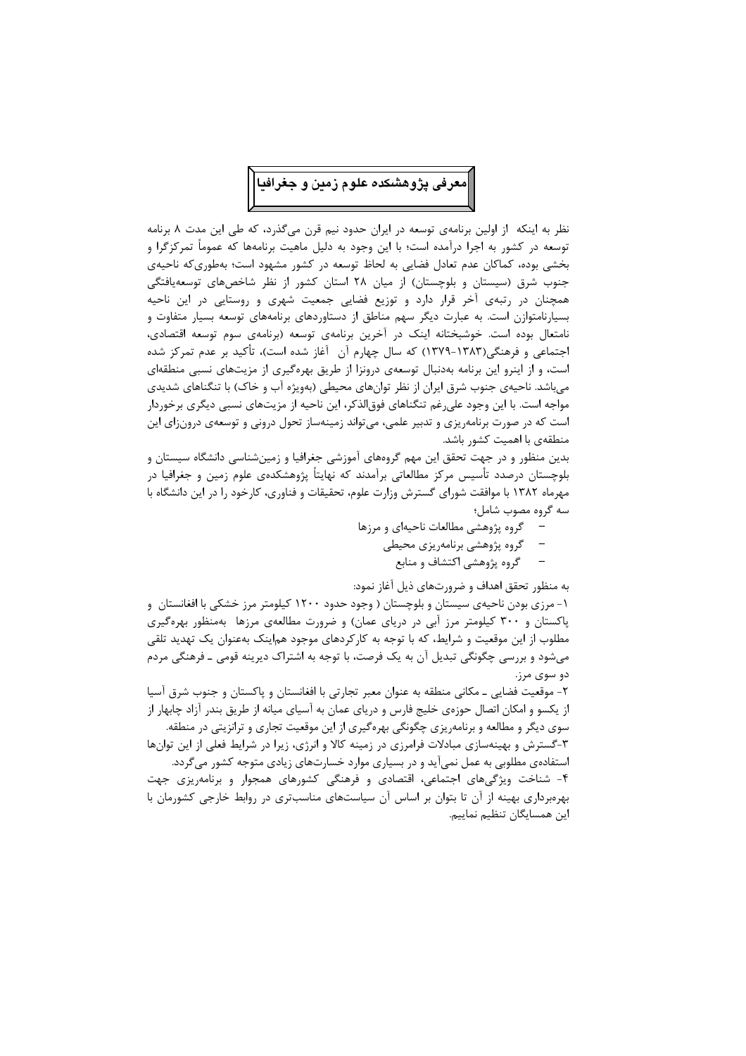# معرفی پژوهشکده علوم زمین و جغرافیا

نظر به اینکه از اولین برنامه‌ی توسعه در ایران حدود نیم قرن می‌گذرد، که طی این مدت ۸ برنامه توسعه در کشور به اجرا درآمده است؛ با این وجود به دلیل ماهیت برنامه‌ها که عموماً تمرکزگرا و بخشی بوده، کماکان عدم تعادل فضایی به لحاظ توسعه در کشور مشهود است؛ به‌طوری‌که ناحیه‌ی جنوب شرق (سیستان و بلوچستان) از میان ۲۸ استان کشور از نظر شاخص‌های توسعه‌یافتگی همچنان در رتبه‌ی آخر قرار دارد و توزیع فضایی جمعیت شهری و روستایی در این ناحیه بسیارنامتوازن است. به عبارت دیگر سهم مناطق از دستاوردهای برنامه‌های توسعه بسیار متفاوت و نامتعال بوده است. خوشبختانه اینک در آخرین برنامه‌ی توسعه (برنامه‌ی سوم توسعه اقتصادی، اجتماعی و فرهنگی(۱۳۸۳-۱۳۷۹) که سال چهارم آن آغاز شده است)، تأکید بر عدم تمرکز شده است، و از اینرو این برنامه به‌دنبال توسعه‌ی درونزا از طریق بهره‌گیری از مزیت‌های نسبی منطقه‌ای می‌باشد. ناحیه‌ی جنوب شرق ایران از نظر توان‌های محیطی (به‌ویژه آب و خاک) با تنگناهای شدیدی مواجه است. با این وجود علی‌رغم تنگناهای فوق‌الذکر، این ناحیه از مزیت‌های نسبی دیگری برخوردار است که در صورت برنامه‌ریزی و تدبیر علمی، می‌تواند زمینه‌ساز تحول درونی و توسعه‌ی درون‌زای این منطقه‌ی با اهمیت کشور باشد.

بدین منظور و در جهت تحقق این مهم گروه‌های آموزشی جغرافیا و زمین‌شناسی دانشگاه سیستان و بلوچستان درصدد تأسیس مرکز مطالعاتی برآمدند که نهایتاً پژوهشکده‌ی علوم زمین و جغرافیا در مهرماه ۱۳۸۲ با موافقت شورای گسترش وزارت علوم، تحقیقات و فناوری، کارخود را در این دانشگاه با سه گروه مصوب شامل؛

- گروه پژوهشی مطالعات ناحیه‌ای و مرزها
- گروه پژوهشی برنامه‌ریزی محیطی
- گروه پژوهشی اکتشاف و منابع

به منظور تحقق اهداف و ضرورت‌های ذیل آغاز نمود:

۱- مرزی بودن ناحیه‌ی سیستان و بلوچستان ( وجود حدود ۱۲۰۰ کیلومتر مرز خشکی با افغانستان و پاکستان و ۳۰۰ کیلومتر مرز آبی در دریای عمان) و ضرورت مطالعه‌ی مرزها به‌منظور بهره‌گیری مطلوب از این موقعیت و شرایط، که با توجه به کارکردهای موجود هم‌اینک به‌عنوان یک تهدید تلقی می‌شود و بررسی چگونگی تبدیل آن به یک فرصت، با توجه به اشتراک دیرینه قومی ـ فرهنگی مردم دو سوی مرز.

۲- موقعیت فضایی ـ مکانی منطقه به عنوان معبر تجارتی با افغانستان و پاکستان و جنوب شرق آسیا از یکسو و امکان اتصال حوزه‌ی خلیج فارس و دریای عمان به آسیای میانه از طریق بندر آزاد چابهار از سوی دیگر و مطالعه و برنامه‌ریزی چگونگی بهره‌گیری از این موقعیت تجاری و ترانزیتی در منطقه.

۳-گسترش و بهینه‌سازی مبادلات فرامرزی در زمینه کالا و انرژی، زیرا در شرایط فعلی از این توان‌ها استفاده‌ی مطلوبی به عمل نمی‌آید و در بسیاری موارد خسارت‌های زیادی متوجه کشور می‌گردد.

۴- شناخت ویژگی‌های اجتماعی، اقتصادی و فرهنگی کشورهای همجوار و برنامه‌ریزی جهت بهره‌برداری بهینه از آن تا بتوان بر اساس آن سیاست‌های مناسب‌تری در روابط خارجی کشورمان با این همسایگان تنظیم نماییم.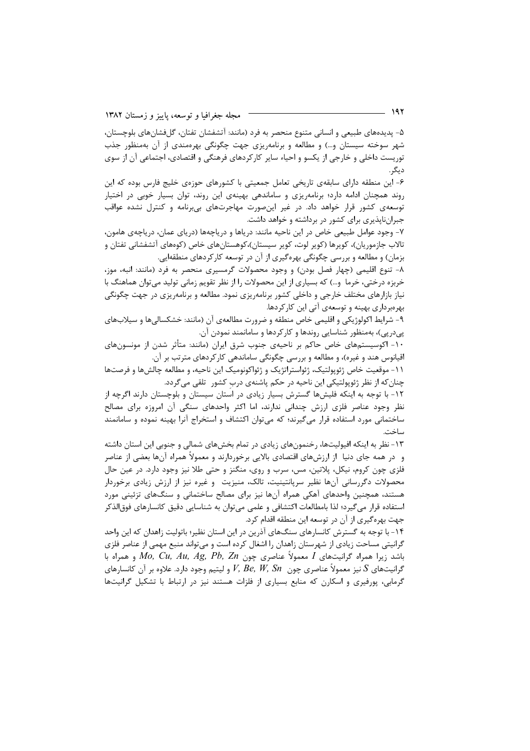۵- پدیده‌های طبیعی و انسانی متنوع منحصر به فرد (مانند: آتشفشان تفتان، گل‌فشان‌های بلوچستان، شهر سوخته سیستان و...) و مطالعه و برنامه‌ریزی جهت چگونگی بهره‌مندی از آن به‌منظور جذب توریست داخلی و خارجی از یکسو و احیاء سایر کارکردهای فرهنگی و اقتصادی، اجتماعی آن از سوی دیگر.

۶- این منطقه دارای سابقه‌ی تاریخی تعامل جمعیتی با کشورهای حوزه‌ی خلیج فارس بوده که این روند همچنان ادامه دارد؛ برنامه‌ریزی و ساماندهی بهینه‌ی این روند، توان بسیار خوبی در اختیار توسعه‌ی کشور قرار خواهد داد. در غیر این‌صورت مهاجرت‌های بی‌برنامه و کنترل نشده عواقب جبران‌ناپذیری برای کشور در برداشته و خواهد داشت.

۷- وجود عوامل طبیعی خاص در این ناحیه مانند: دریاها و دریاچه‌ها (دریای عمان، دریاچه‌ی هامون، تالاب جازموریان)، کویرها (کویر لوت، کویر سیستان)،کوهستان‌های خاص (کوه‌های آتشفشانی تفتان و بزمان) و مطالعه و بررسی چگونگی بهره‌گیری از آن در توسعه کارکردهای منطقه‌ایی.

۸- تنوع اقلیمی (چهار فصل بودن) و وجود محصولات گرمسیری منحصر به فرد (مانند: انبه، موز، خربزه درختی، خرما و...) که بسیاری از این محصولات را از نظر تقویم زمانی تولید می‌توان هماهنگ با نیاز بازارهای مختلف خارجی و داخلی کشور برنامه‌ریزی نمود. مطالعه و برنامه‌ریزی در جهت چگونگی بهره‌برداری بهینه و توسعه‌ی آتی این کارکردها.

۹- شرایط اکولوژیکی و اقلیمی خاص منطقه و ضرورت مطالعه‌ی آن (مانند: خشکسالی‌ها و سیلاب‌های پی‌درپی)، به‌منظور شناسایی روندها و کارکردها و سامانمند نمودن آن.

۱۰- اکوسیستم‌های خاص حاکم بر ناحیه‌ی جنوب شرق ایران (مانند: متأثر شدن از مونسون‌های اقیانوس هند و غیره)، و مطالعه و بررسی چگونگی ساماندهی کارکردهای مترتب بر آن.

۱۱- موقعیت خاص ژئوپولتیک، ژئواستراتژیک و ژئواکونومیک این ناحیه، و مطالعه چالش‌ها و فرصت‌ها چنان‌که از نظر ژئوپولتیکی این ناحیه در حکم پاشنه‌ی دربِ کشور تلقی می‌گردد.

۱۲- با توجه به اینکه فلیش‌ها گسترش بسیار زیادی در استان سیستان و بلوچستان دارند اگرچه از نظر وجود عناصر فلزی ارزش چندانی ندارند، اما اکثر واحدهای سنگی آن امروزه برای مصالح ساختمانی مورد استفاده قرار می‌گیرند؛ که می‌توان اکتشاف و استخراج آنرا بهینه نموده و سامانمند ساخت.

۱۳- نظر به اینکه افیولیت‌ها، رخنمون‌های زیادی در تمام بخش‌های شمالی و جنوبی این استان داشته و در همه جای دنیا از ارزش‌های اقتصادی بالایی برخوردارند و معمولاً همراه آن‌ها بعضی از عناصر فلزی چون کروم، نیکل، پلاتین، مس، سرب و روی، منگنز و حتی طلا نیز وجود دارد. در عین حال محصولات دگرسانی آن‌ها نظیر سرپانتینیت، تالک، منیزیت و غیره نیز از ارزش زیادی برخوردار هستند، همچنین واحدهای آهکی همراه آن‌ها نیز برای مصالح ساختمانی و سنگ‌های تزئینی مورد استفاده قرار می‌گیرد؛ لذا بامطالعات اکتشافی و علمی می‌توان به شناسایی دقیق کانسارهای فوق‌الذکر جهت بهره‌گیری از آن در توسعه این منطقه اقدام کرد.

۱۴- با توجه به گسترش کانسارهای سنگ‌های آذرین در این استان نظیر؛ باتولیت زاهدان که این واحد گرانیتی مساحت زیادی از شهرستان زاهدان را اشغال کرده است و می‌تواند منبع مهمی از عناصر فلزی باشد زیرا همراه گرانیت‌های $I$ معمولاً عناصری چون $Mo, Cu, Au, Ag, Pb, Zn$ و همراه با گرانیت‌های $S$ نیز معمولاً عناصری چون $V, Be, W, Sn$ و لیتیم وجود دارد. علاوه بر آن کانسارهای گرمابی، پورفیری و اسکارن که منابع بسیاری از فلزات هستند نیز در ارتباط با تشکیل گرانیت‌ها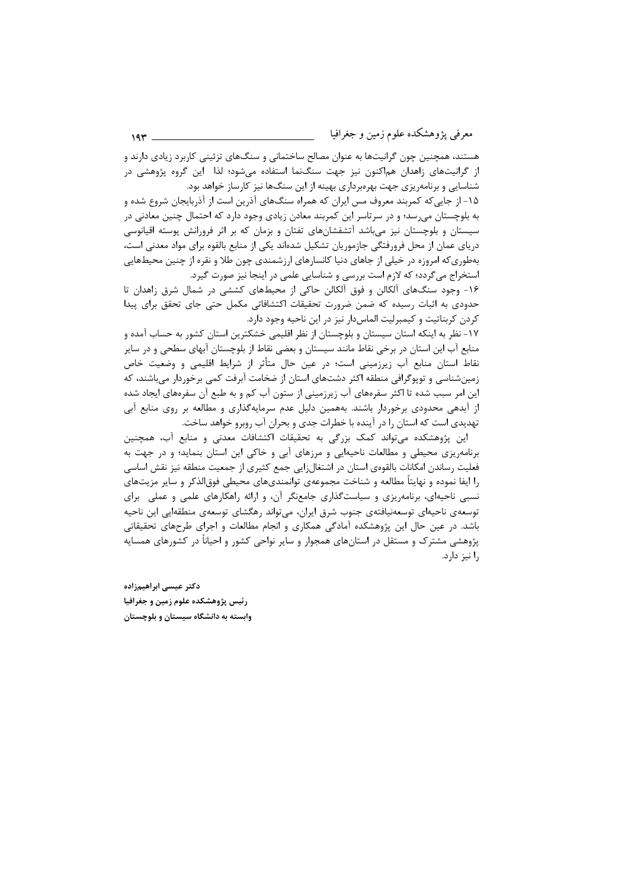هستند، همچنین چون گرانیت‌ها به عنوان مصالح ساختمانی و سنگ‌های تزئینی کاربرد زیادی دارند و از گرانیت‌های زاهدان هم‌اکنون نیز جهت سنگ‌نما استفاده می‌شود؛ لذا این گروه پژوهشی در شناسایی و برنامه‌ریزی جهت بهره‌برداری بهینه از این سنگ‌ها نیز کارساز خواهد بود.

۱۵- از جایی‌که کمربند معروف مس ایران که همراه سنگ‌های آذرین است از آذربایجان شروع شده و به بلوچستان می‌رسد؛ و در سرتاسر این کمربند معادن زیادی وجود دارد که احتمال چنین معادنی در سیستان و بلوچستان نیز می‌باشد آتشفشان‌های تفتان و بزمان که بر اثر فرورانش پوسته اقیانوسی دریای عمان از محل فرورفتگی جازموریان تشکیل شده‌اند یکی از منابع بالقوه برای مواد معدنی است، به‌طوری‌که امروزه در خیلی از جاهای دنیا کانسارهای ارزشمندی چون طلا و نقره از چنین محیط‌هایی استخراج می‌گردد؛ که لازم است بررسی و شناسایی علمی در اینجا نیز صورت گیرد.

۱۶- وجود سنگ‌های آلکالن و فوق آلکالن حاکی از محیط‌های کششی در شمال شرق زاهدان تا حدودی به اثبات رسیده که ضمن ضرورت تحقیقات اکتشافاتی مکمل حتی جای تحقق برای پیدا کردن کربناتیت و کیمبرلیت الماس‌دار نیز در این ناحیه وجود دارد.

۱۷- نظر به اینکه استان سیستان و بلوچستان از نظر اقلیمی خشکترین استان کشور به حساب آمده و منابع آب این استان در برخی نقاط مانند سیستان و بعضی نقاط از بلوچستان آبهای سطحی و در سایر نقاط استان منابع آب زیرزمینی است؛ در عین حال متأثر از شرایط اقلیمی و وضعیت خاص زمین‌شناسی و توپوگرافی منطقه اکثر دشت‌های استان از ضخامت آبرفت کمی برخوردار می‌باشند، که این امر سبب شده تا اکثر سفره‌های آب زیرزمینی از ستون آب کم و به طبع آن سفره‌های ایجاد شده از آبدهی محدودی برخوردار باشند. به‌همین دلیل عدم سرمایه‌گذاری و مطالعه بر روی منابع آبی تهدیدی است که استان را در آینده با خطرات جدی و بحران آب روبرو خواهد ساخت.

این پژوهشکده می‌تواند کمک بزرگی به تحقیقات اکتشافات معدنی و منابع آب، همچنین برنامه‌ریزی محیطی و مطالعات ناحیه‌ایی و مرزهای آبی و خاکی این استان بنماید؛ و در جهت به فعلیت رساندن امکانات بالقوه‌ی استان در اشتغال‌زایی جمع کثیری از جمعیت منطقه نیز نقش اساسی را ایفا نموده و نهایتاً مطالعه و شناخت مجموعه‌ی توانمندی‌های محیطی فوق‌الذکر و سایر مزیت‌های نسبی ناحیه‌ای، برنامه‌ریزی و سیاست‌گذاری جامع‌نگر آن، و ارائه راهکارهای علمی و عملی برای توسعه‌ی ناحیه‌ای توسعه‌نیافته‌ی جنوب شرق ایران، می‌تواند رهگشای توسعه‌ی منطقه‌ایی این ناحیه باشد. در عین حال این پژوهشکده آمادگی همکاری و انجام مطالعات و اجرای طرح‌های تحقیقاتی پژوهشی مشترک و مستقل در استان‌های همجوار و سایر نواحی کشور و احیاناً در کشورهای همسایه را نیز دارد.

**دکتر عیسی ابراهیم‌زاده**
**رئیس پژوهشکده علوم زمین و جغرافیا**
**وابسته به دانشگاه سیستان و بلوچستان**